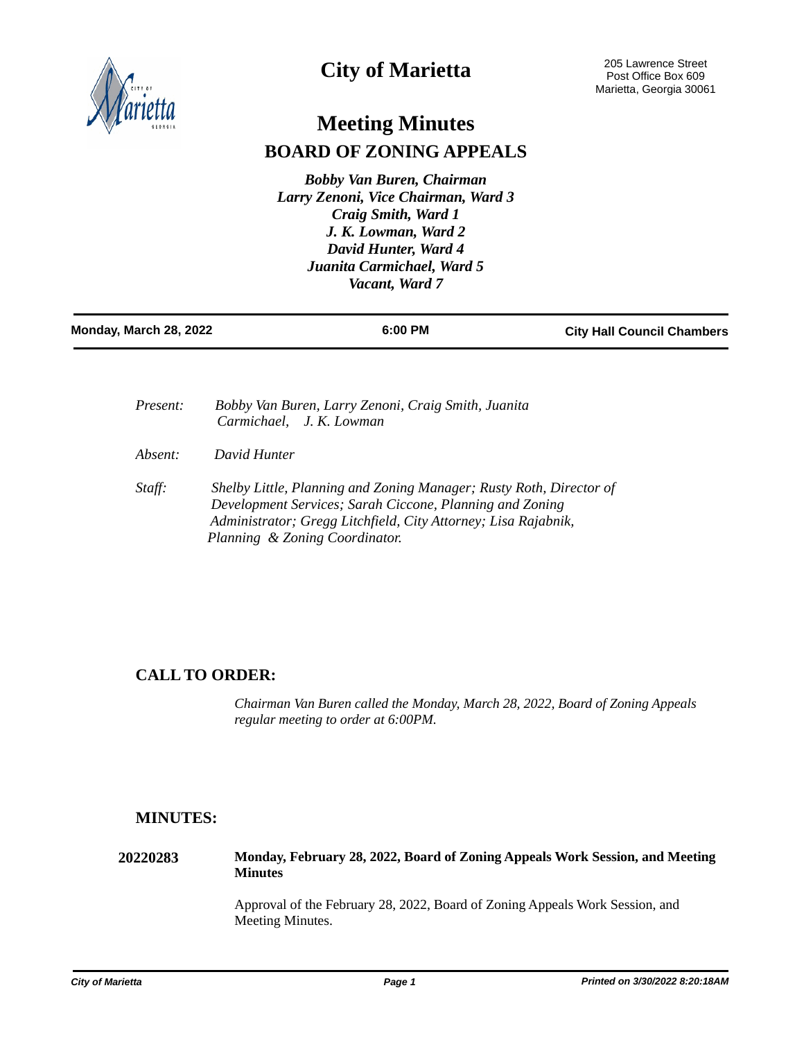# City of Marietta

205 Lawrence Street
Post Office Box 609
Marietta, Georgia 30061

## Meeting Minutes

## BOARD OF ZONING APPEALS

*Bobby Van Buren, Chairman*
*Larry Zenoni, Vice Chairman, Ward 3*
*Craig Smith, Ward 1*
*J. K. Lowman, Ward 2*
*David Hunter, Ward 4*
*Juanita Carmichael, Ward 5*
*Vacant, Ward 7*

**Monday, March 28, 2022** | **6:00 PM** | **City Hall Council Chambers**

*Present:* *Bobby Van Buren, Larry Zenoni, Craig Smith, Juanita Carmichael, J. K. Lowman*

*Absent:* *David Hunter*

*Staff:* *Shelby Little, Planning and Zoning Manager; Rusty Roth, Director of Development Services; Sarah Ciccone, Planning and Zoning Administrator; Gregg Litchfield, City Attorney; Lisa Rajabnik, Planning & Zoning Coordinator.*

## CALL TO ORDER:

*Chairman Van Buren called the Monday, March 28, 2022, Board of Zoning Appeals regular meeting to order at 6:00PM.*

## MINUTES:

**20220283** **Monday, February 28, 2022, Board of Zoning Appeals Work Session, and Meeting Minutes**

Approval of the February 28, 2022, Board of Zoning Appeals Work Session, and Meeting Minutes.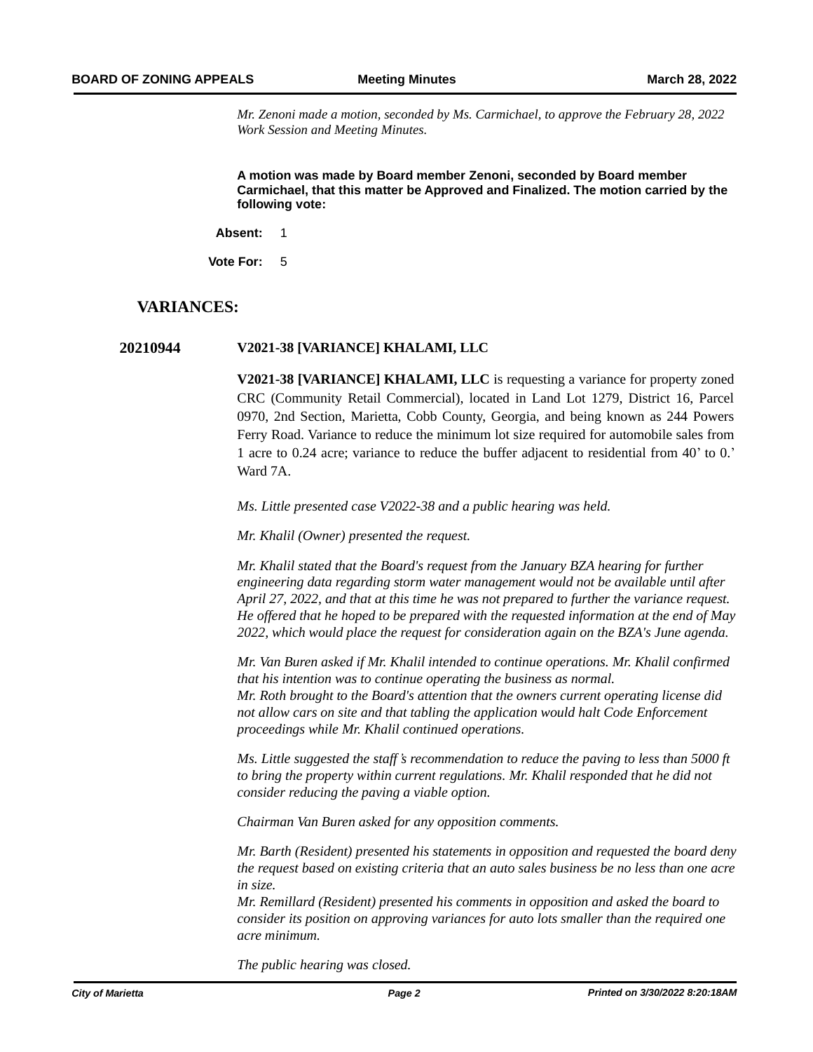*Mr. Zenoni made a motion, seconded by Ms. Carmichael, to approve the February 28, 2022 Work Session and Meeting Minutes.*

**A motion was made by Board member Zenoni, seconded by Board member Carmichael, that this matter be Approved and Finalized. The motion carried by the following vote:**

**Absent:** 1

**Vote For:** 5

## VARIANCES:

**20210944** **V2021-38 [VARIANCE] KHALAMI, LLC**

**V2021-38 [VARIANCE] KHALAMI, LLC** is requesting a variance for property zoned CRC (Community Retail Commercial), located in Land Lot 1279, District 16, Parcel 0970, 2nd Section, Marietta, Cobb County, Georgia, and being known as 244 Powers Ferry Road. Variance to reduce the minimum lot size required for automobile sales from 1 acre to 0.24 acre; variance to reduce the buffer adjacent to residential from 40' to 0.' Ward 7A.

*Ms. Little presented case V2022-38 and a public hearing was held.*

*Mr. Khalil (Owner) presented the request.*

*Mr. Khalil stated that the Board's request from the January BZA hearing for further engineering data regarding storm water management would not be available until after April 27, 2022, and that at this time he was not prepared to further the variance request. He offered that he hoped to be prepared with the requested information at the end of May 2022, which would place the request for consideration again on the BZA's June agenda.*

*Mr. Van Buren asked if Mr. Khalil intended to continue operations. Mr. Khalil confirmed that his intention was to continue operating the business as normal.*
*Mr. Roth brought to the Board's attention that the owners current operating license did not allow cars on site and that tabling the application would halt Code Enforcement proceedings while Mr. Khalil continued operations.*

*Ms. Little suggested the staff's recommendation to reduce the paving to less than 5000 ft to bring the property within current regulations. Mr. Khalil responded that he did not consider reducing the paving a viable option.*

*Chairman Van Buren asked for any opposition comments.*

*Mr. Barth (Resident) presented his statements in opposition and requested the board deny the request based on existing criteria that an auto sales business be no less than one acre in size.*
*Mr. Remillard (Resident) presented his comments in opposition and asked the board to consider its position on approving variances for auto lots smaller than the required one acre minimum.*

*The public hearing was closed.*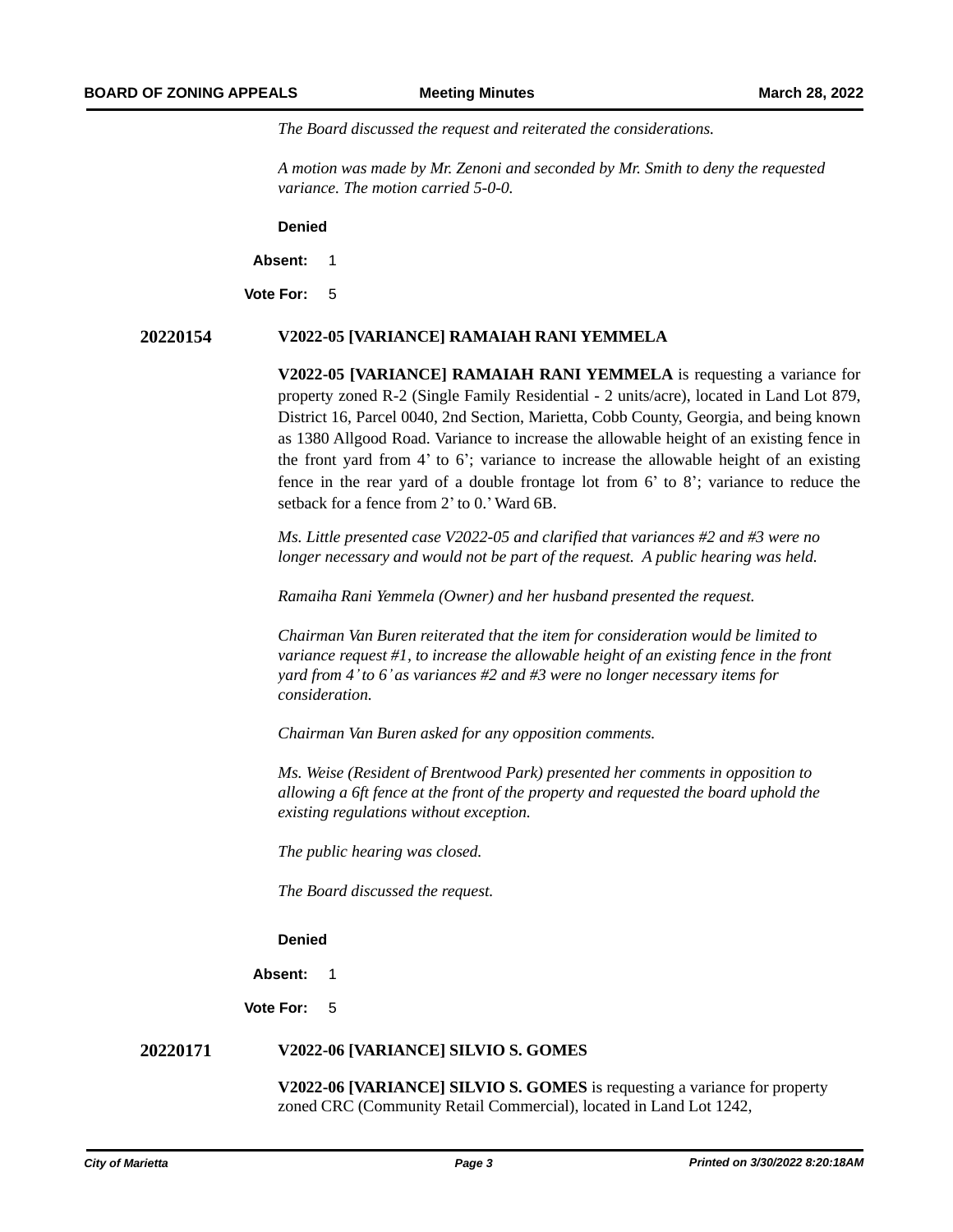*The Board discussed the request and reiterated the considerations.*

*A motion was made by Mr. Zenoni and seconded by Mr. Smith to deny the requested variance. The motion carried 5-0-0.*

**Denied**

**Absent:** 1

**Vote For:** 5

**20220154** **V2022-05 [VARIANCE] RAMAIAH RANI YEMMELA**

**V2022-05 [VARIANCE] RAMAIAH RANI YEMMELA** is requesting a variance for property zoned R-2 (Single Family Residential - 2 units/acre), located in Land Lot 879, District 16, Parcel 0040, 2nd Section, Marietta, Cobb County, Georgia, and being known as 1380 Allgood Road. Variance to increase the allowable height of an existing fence in the front yard from 4' to 6'; variance to increase the allowable height of an existing fence in the rear yard of a double frontage lot from 6' to 8'; variance to reduce the setback for a fence from 2' to 0.' Ward 6B.

*Ms. Little presented case V2022-05 and clarified that variances #2 and #3 were no longer necessary and would not be part of the request. A public hearing was held.*

*Ramaiha Rani Yemmela (Owner) and her husband presented the request.*

*Chairman Van Buren reiterated that the item for consideration would be limited to variance request #1, to increase the allowable height of an existing fence in the front yard from 4' to 6' as variances #2 and #3 were no longer necessary items for consideration.*

*Chairman Van Buren asked for any opposition comments.*

*Ms. Weise (Resident of Brentwood Park) presented her comments in opposition to allowing a 6ft fence at the front of the property and requested the board uphold the existing regulations without exception.*

*The public hearing was closed.*

*The Board discussed the request.*

**Denied**

**Absent:** 1

**Vote For:** 5

**20220171** **V2022-06 [VARIANCE] SILVIO S. GOMES**

**V2022-06 [VARIANCE] SILVIO S. GOMES** is requesting a variance for property zoned CRC (Community Retail Commercial), located in Land Lot 1242,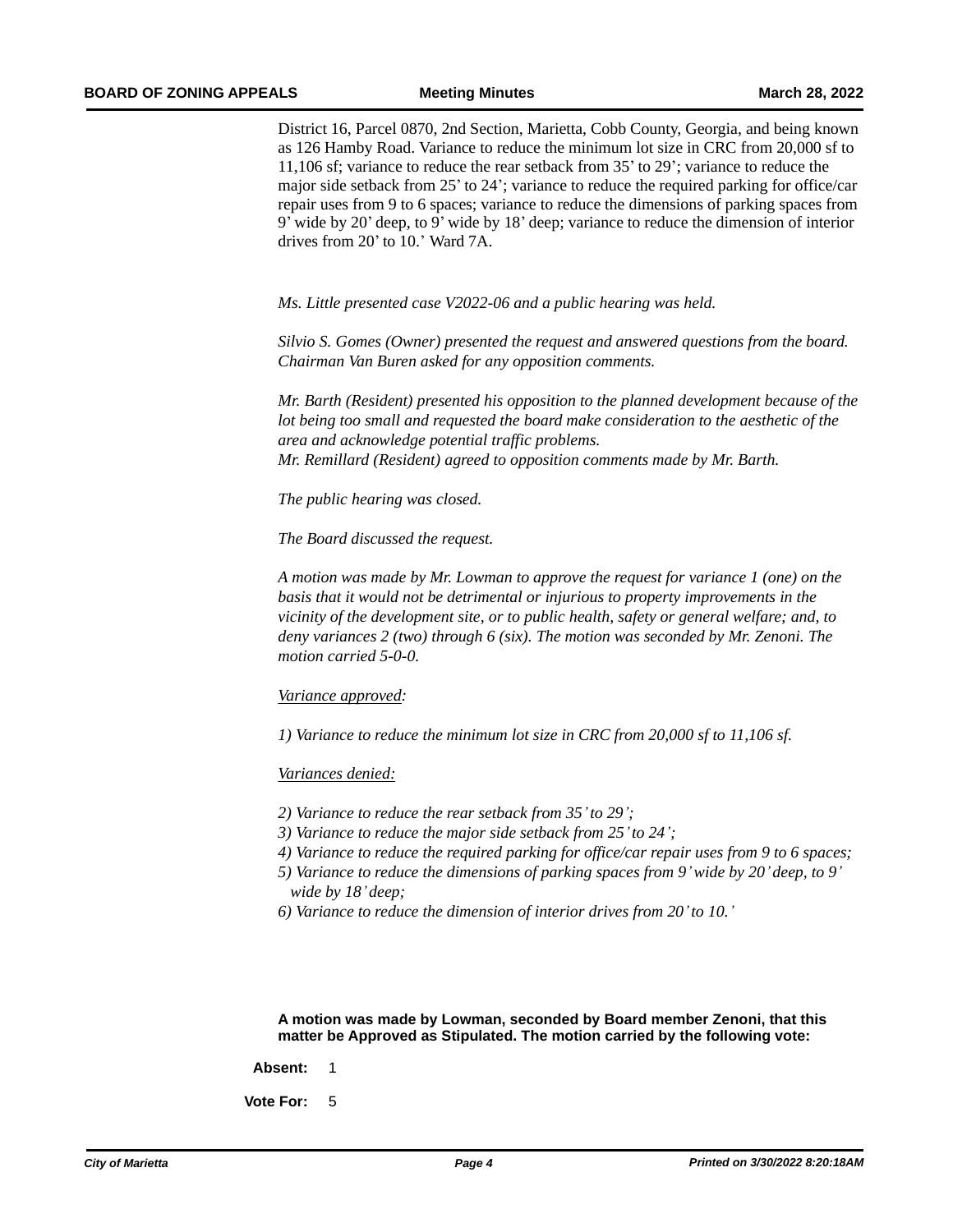District 16, Parcel 0870, 2nd Section, Marietta, Cobb County, Georgia, and being known as 126 Hamby Road. Variance to reduce the minimum lot size in CRC from 20,000 sf to 11,106 sf; variance to reduce the rear setback from 35' to 29'; variance to reduce the major side setback from 25' to 24'; variance to reduce the required parking for office/car repair uses from 9 to 6 spaces; variance to reduce the dimensions of parking spaces from 9' wide by 20' deep, to 9' wide by 18' deep; variance to reduce the dimension of interior drives from 20' to 10.' Ward 7A.

*Ms. Little presented case V2022-06 and a public hearing was held.*

*Silvio S. Gomes (Owner) presented the request and answered questions from the board. Chairman Van Buren asked for any opposition comments.*

*Mr. Barth (Resident) presented his opposition to the planned development because of the lot being too small and requested the board make consideration to the aesthetic of the area and acknowledge potential traffic problems.*
*Mr. Remillard (Resident) agreed to opposition comments made by Mr. Barth.*

*The public hearing was closed.*

*The Board discussed the request.*

*A motion was made by Mr. Lowman to approve the request for variance 1 (one) on the basis that it would not be detrimental or injurious to property improvements in the vicinity of the development site, or to public health, safety or general welfare; and, to deny variances 2 (two) through 6 (six). The motion was seconded by Mr. Zenoni. The motion carried 5-0-0.*

*Variance approved:*

*1) Variance to reduce the minimum lot size in CRC from 20,000 sf to 11,106 sf.*

*Variances denied:*

*2) Variance to reduce the rear setback from 35' to 29';*
*3) Variance to reduce the major side setback from 25' to 24';*
*4) Variance to reduce the required parking for office/car repair uses from 9 to 6 spaces;*
*5) Variance to reduce the dimensions of parking spaces from 9' wide by 20' deep, to 9' wide by 18' deep;*
*6) Variance to reduce the dimension of interior drives from 20' to 10.'*

**A motion was made by Lowman, seconded by Board member Zenoni, that this matter be Approved as Stipulated. The motion carried by the following vote:**

**Absent:** 1

**Vote For:** 5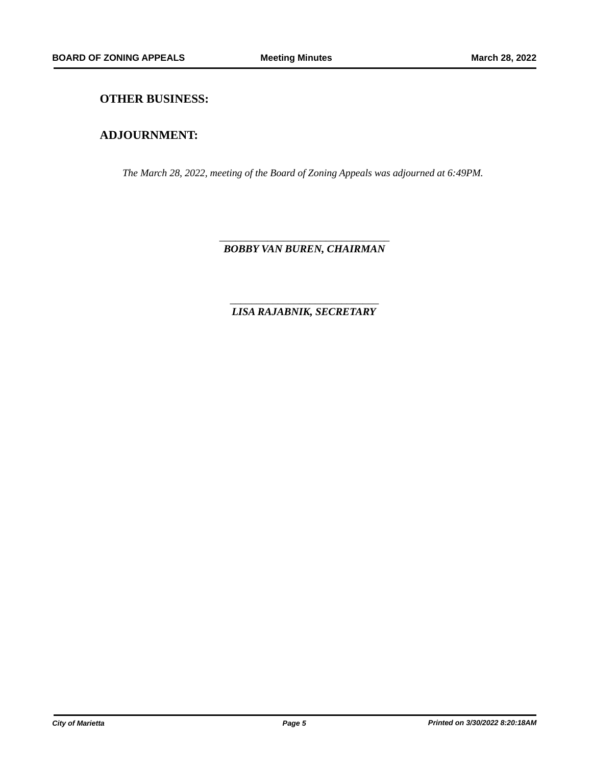## OTHER BUSINESS:

## ADJOURNMENT:

*The March 28, 2022, meeting of the Board of Zoning Appeals was adjourned at 6:49PM.*

________________________________
***BOBBY VAN BUREN, CHAIRMAN***

_____________________________
***LISA RAJABNIK, SECRETARY***